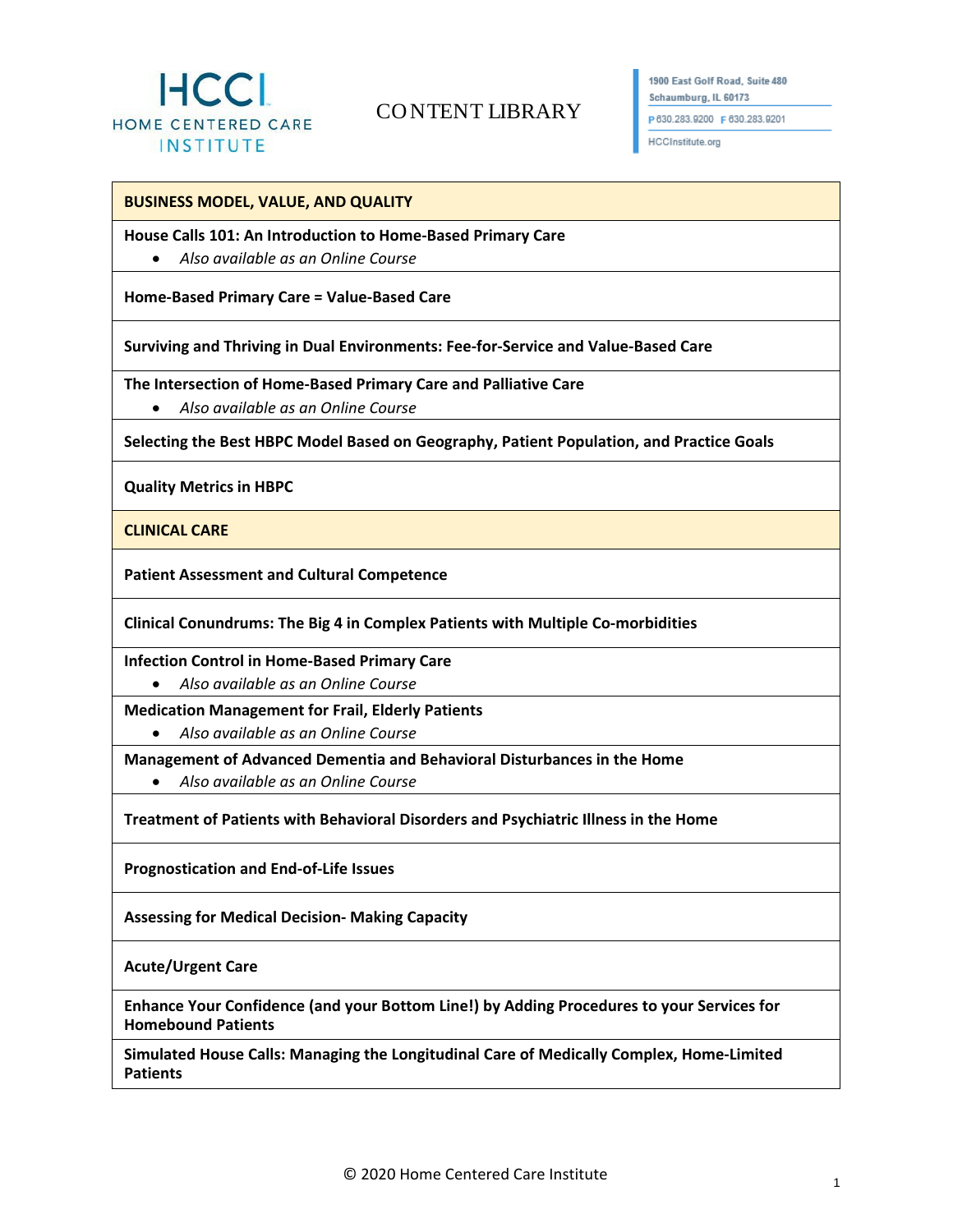HCCI HOME CENTERED CARE INSTITUTE

# CONTENT LIBRARY

1900 East Golf Road, Suite 480
Schaumburg, IL 60173
P 630.283.9200 F 630.283.9201
HCCInstitute.org

## BUSINESS MODEL, VALUE, AND QUALITY

**House Calls 101: An Introduction to Home-Based Primary Care**

- *Also available as an Online Course*

**Home-Based Primary Care = Value-Based Care**

**Surviving and Thriving in Dual Environments: Fee-for-Service and Value-Based Care**

**The Intersection of Home-Based Primary Care and Palliative Care**

- *Also available as an Online Course*

**Selecting the Best HBPC Model Based on Geography, Patient Population, and Practice Goals**

**Quality Metrics in HBPC**

## CLINICAL CARE

**Patient Assessment and Cultural Competence**

**Clinical Conundrums: The Big 4 in Complex Patients with Multiple Co-morbidities**

**Infection Control in Home-Based Primary Care**

- *Also available as an Online Course*

**Medication Management for Frail, Elderly Patients**

- *Also available as an Online Course*

**Management of Advanced Dementia and Behavioral Disturbances in the Home**

- *Also available as an Online Course*

**Treatment of Patients with Behavioral Disorders and Psychiatric Illness in the Home**

**Prognostication and End-of-Life Issues**

**Assessing for Medical Decision- Making Capacity**

**Acute/Urgent Care**

**Enhance Your Confidence (and your Bottom Line!) by Adding Procedures to your Services for Homebound Patients**

**Simulated House Calls: Managing the Longitudinal Care of Medically Complex, Home-Limited Patients**

© 2020 Home Centered Care Institute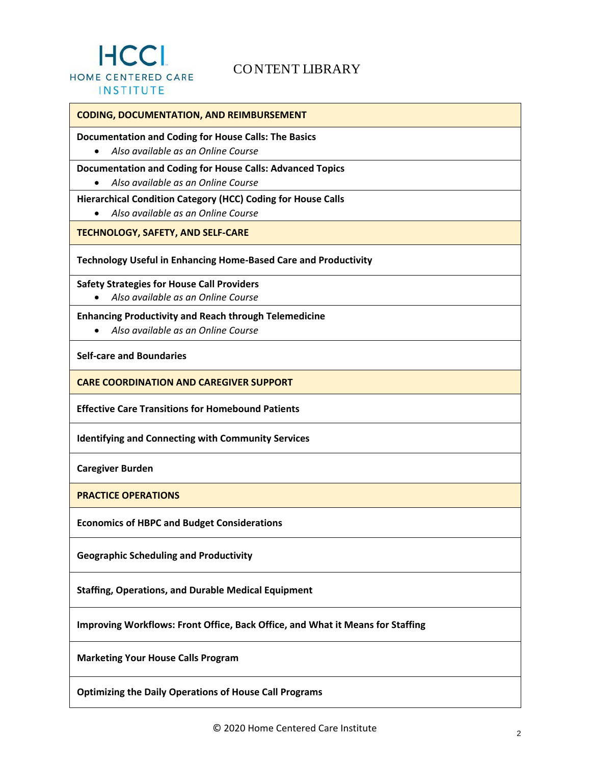HCCI HOME CENTERED CARE INSTITUTE

# CONTENT LIBRARY

## CODING, DOCUMENTATION, AND REIMBURSEMENT

**Documentation and Coding for House Calls: The Basics**

- *Also available as an Online Course*

**Documentation and Coding for House Calls: Advanced Topics**

- *Also available as an Online Course*

**Hierarchical Condition Category (HCC) Coding for House Calls**

- *Also available as an Online Course*

## TECHNOLOGY, SAFETY, AND SELF-CARE

**Technology Useful in Enhancing Home-Based Care and Productivity**

**Safety Strategies for House Call Providers**

- *Also available as an Online Course*

**Enhancing Productivity and Reach through Telemedicine**

- *Also available as an Online Course*

**Self-care and Boundaries**

## CARE COORDINATION AND CAREGIVER SUPPORT

**Effective Care Transitions for Homebound Patients**

**Identifying and Connecting with Community Services**

**Caregiver Burden**

## PRACTICE OPERATIONS

**Economics of HBPC and Budget Considerations**

**Geographic Scheduling and Productivity**

**Staffing, Operations, and Durable Medical Equipment**

**Improving Workflows: Front Office, Back Office, and What it Means for Staffing**

**Marketing Your House Calls Program**

**Optimizing the Daily Operations of House Call Programs**

© 2020 Home Centered Care Institute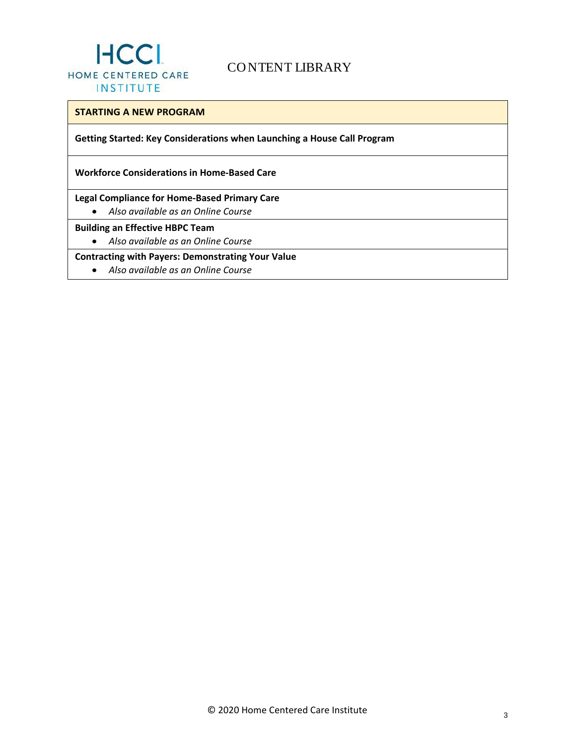HCCI HOME CENTERED CARE INSTITUTE

CONTENT LIBRARY

| STARTING A NEW PROGRAM |
|---|
| **Getting Started: Key Considerations when Launching a House Call Program** |
| **Workforce Considerations in Home-Based Care** |
| **Legal Compliance for Home-Based Primary Care**<br>• *Also available as an Online Course* |
| **Building an Effective HBPC Team**<br>• *Also available as an Online Course* |
| **Contracting with Payers: Demonstrating Your Value**<br>• *Also available as an Online Course* |

© 2020 Home Centered Care Institute